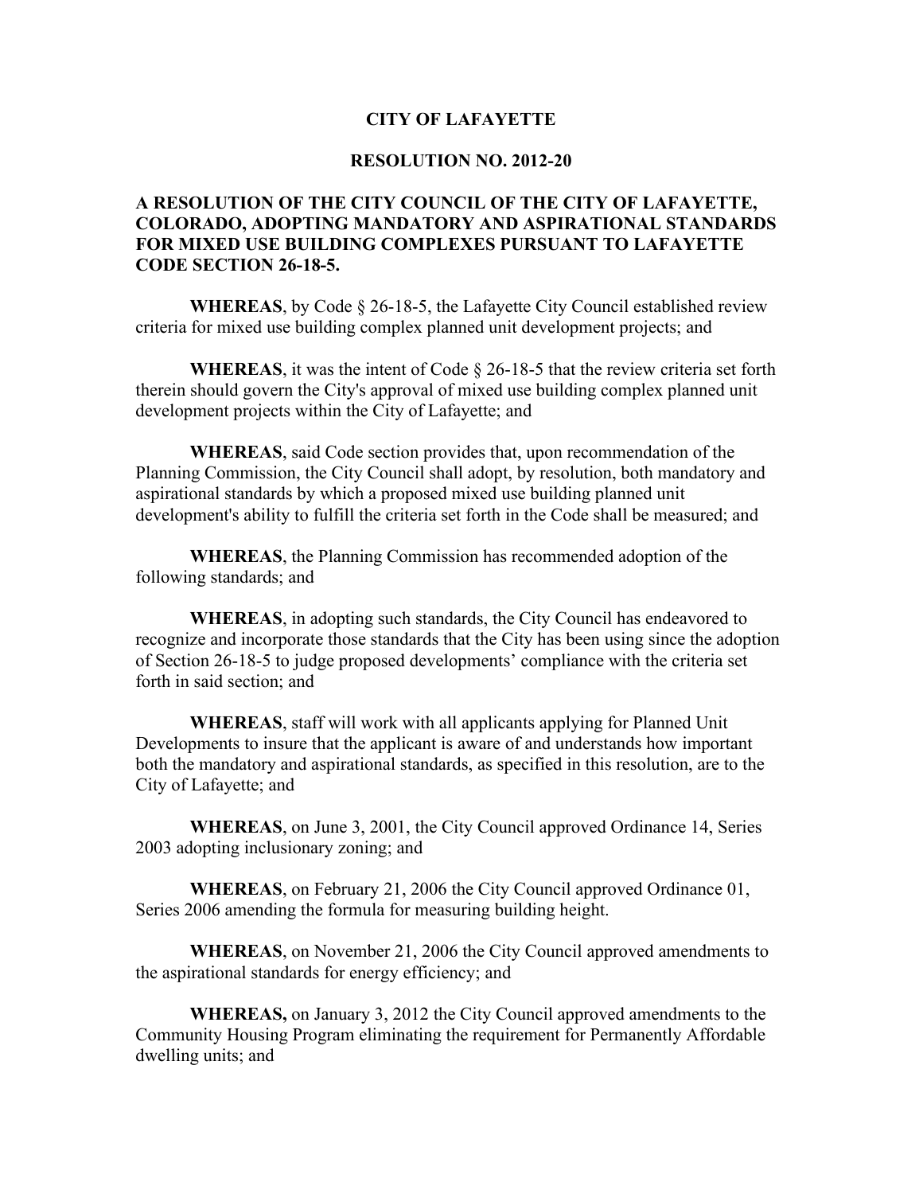# CITY OF LAFAYETTE

## RESOLUTION NO. 2012-20

### A RESOLUTION OF THE CITY COUNCIL OF THE CITY OF LAFAYETTE, COLORADO, ADOPTING MANDATORY AND ASPIRATIONAL STANDARDS FOR MIXED USE BUILDING COMPLEXES PURSUANT TO LAFAYETTE CODE SECTION 26-18-5.

**WHEREAS**, by Code § 26-18-5, the Lafayette City Council established review criteria for mixed use building complex planned unit development projects; and

**WHEREAS**, it was the intent of Code § 26-18-5 that the review criteria set forth therein should govern the City's approval of mixed use building complex planned unit development projects within the City of Lafayette; and

**WHEREAS**, said Code section provides that, upon recommendation of the Planning Commission, the City Council shall adopt, by resolution, both mandatory and aspirational standards by which a proposed mixed use building planned unit development's ability to fulfill the criteria set forth in the Code shall be measured; and

**WHEREAS**, the Planning Commission has recommended adoption of the following standards; and

**WHEREAS**, in adopting such standards, the City Council has endeavored to recognize and incorporate those standards that the City has been using since the adoption of Section 26-18-5 to judge proposed developments' compliance with the criteria set forth in said section; and

**WHEREAS**, staff will work with all applicants applying for Planned Unit Developments to insure that the applicant is aware of and understands how important both the mandatory and aspirational standards, as specified in this resolution, are to the City of Lafayette; and

**WHEREAS**, on June 3, 2001, the City Council approved Ordinance 14, Series 2003 adopting inclusionary zoning; and

**WHEREAS**, on February 21, 2006 the City Council approved Ordinance 01, Series 2006 amending the formula for measuring building height.

**WHEREAS**, on November 21, 2006 the City Council approved amendments to the aspirational standards for energy efficiency; and

**WHEREAS,** on January 3, 2012 the City Council approved amendments to the Community Housing Program eliminating the requirement for Permanently Affordable dwelling units; and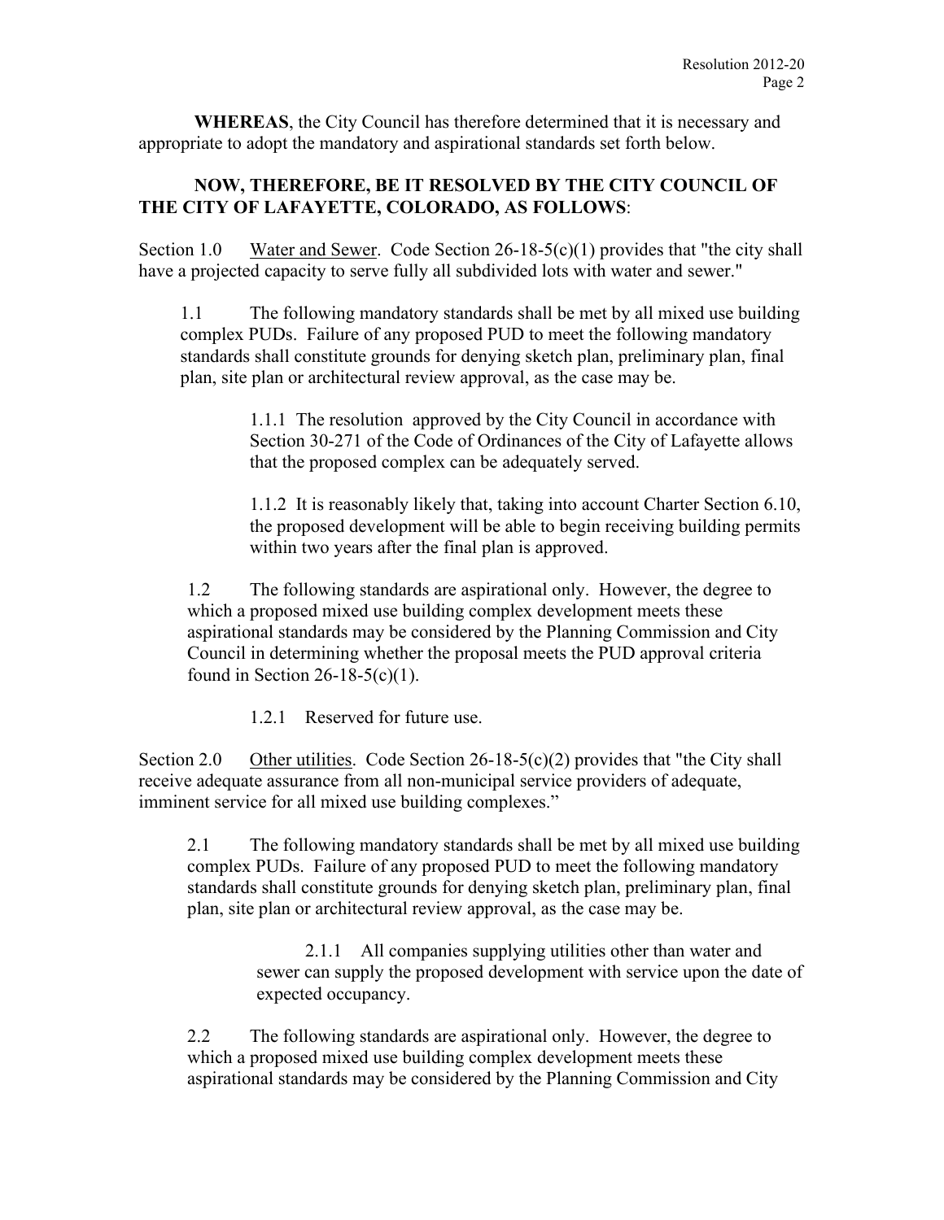**WHEREAS**, the City Council has therefore determined that it is necessary and appropriate to adopt the mandatory and aspirational standards set forth below.

**NOW, THEREFORE, BE IT RESOLVED BY THE CITY COUNCIL OF THE CITY OF LAFAYETTE, COLORADO, AS FOLLOWS**:

Section 1.0 Water and Sewer. Code Section 26-18-5(c)(1) provides that "the city shall have a projected capacity to serve fully all subdivided lots with water and sewer."

1.1 The following mandatory standards shall be met by all mixed use building complex PUDs. Failure of any proposed PUD to meet the following mandatory standards shall constitute grounds for denying sketch plan, preliminary plan, final plan, site plan or architectural review approval, as the case may be.

1.1.1 The resolution approved by the City Council in accordance with Section 30-271 of the Code of Ordinances of the City of Lafayette allows that the proposed complex can be adequately served.

1.1.2 It is reasonably likely that, taking into account Charter Section 6.10, the proposed development will be able to begin receiving building permits within two years after the final plan is approved.

1.2 The following standards are aspirational only. However, the degree to which a proposed mixed use building complex development meets these aspirational standards may be considered by the Planning Commission and City Council in determining whether the proposal meets the PUD approval criteria found in Section 26-18-5(c)(1).

1.2.1 Reserved for future use.

Section 2.0 Other utilities. Code Section 26-18-5(c)(2) provides that "the City shall receive adequate assurance from all non-municipal service providers of adequate, imminent service for all mixed use building complexes."

2.1 The following mandatory standards shall be met by all mixed use building complex PUDs. Failure of any proposed PUD to meet the following mandatory standards shall constitute grounds for denying sketch plan, preliminary plan, final plan, site plan or architectural review approval, as the case may be.

2.1.1 All companies supplying utilities other than water and sewer can supply the proposed development with service upon the date of expected occupancy.

2.2 The following standards are aspirational only. However, the degree to which a proposed mixed use building complex development meets these aspirational standards may be considered by the Planning Commission and City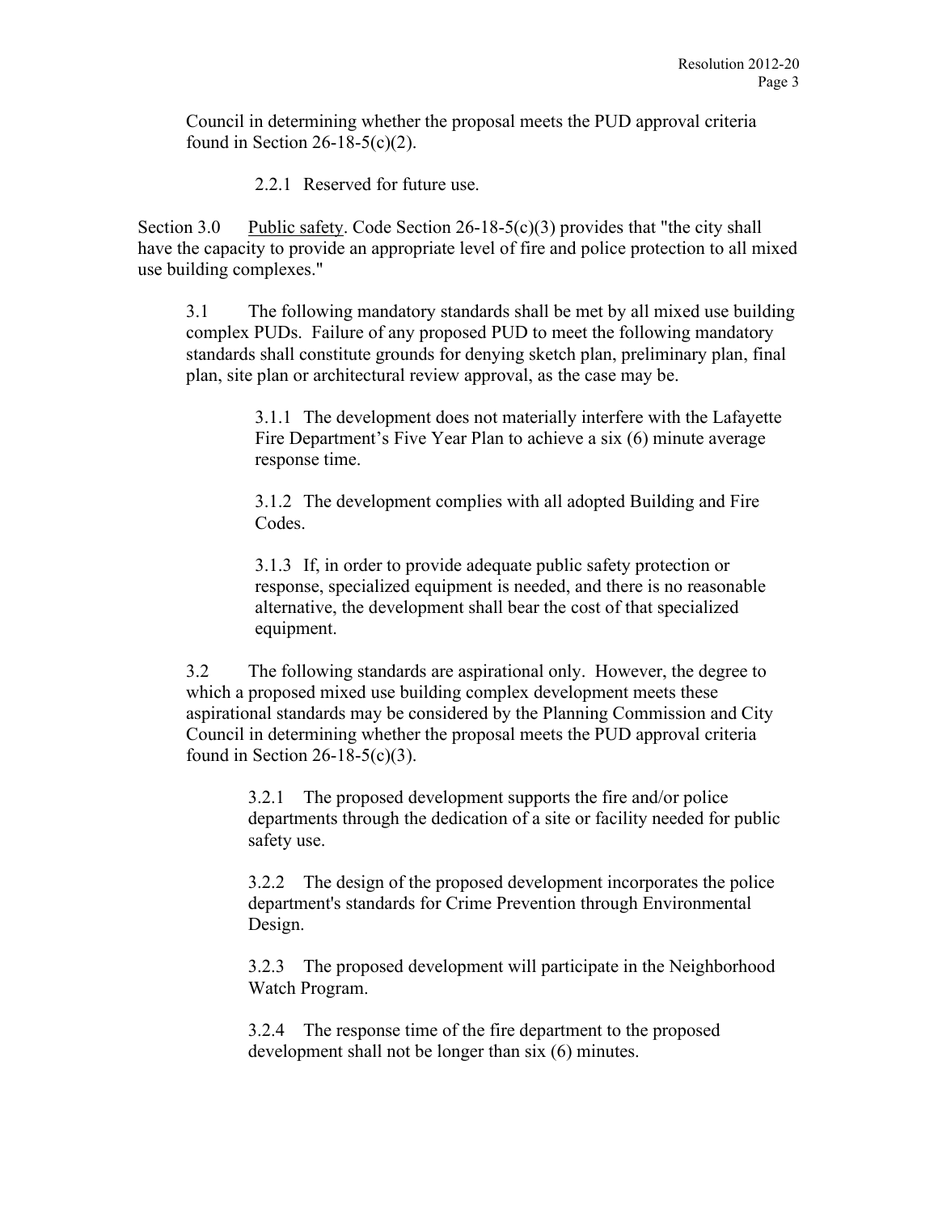Council in determining whether the proposal meets the PUD approval criteria found in Section 26-18-5(c)(2).

2.2.1 Reserved for future use.

Section 3.0 Public safety. Code Section 26-18-5(c)(3) provides that "the city shall have the capacity to provide an appropriate level of fire and police protection to all mixed use building complexes."

3.1 The following mandatory standards shall be met by all mixed use building complex PUDs. Failure of any proposed PUD to meet the following mandatory standards shall constitute grounds for denying sketch plan, preliminary plan, final plan, site plan or architectural review approval, as the case may be.

3.1.1 The development does not materially interfere with the Lafayette Fire Department's Five Year Plan to achieve a six (6) minute average response time.

3.1.2 The development complies with all adopted Building and Fire Codes.

3.1.3 If, in order to provide adequate public safety protection or response, specialized equipment is needed, and there is no reasonable alternative, the development shall bear the cost of that specialized equipment.

3.2 The following standards are aspirational only. However, the degree to which a proposed mixed use building complex development meets these aspirational standards may be considered by the Planning Commission and City Council in determining whether the proposal meets the PUD approval criteria found in Section 26-18-5(c)(3).

3.2.1 The proposed development supports the fire and/or police departments through the dedication of a site or facility needed for public safety use.

3.2.2 The design of the proposed development incorporates the police department's standards for Crime Prevention through Environmental Design.

3.2.3 The proposed development will participate in the Neighborhood Watch Program.

3.2.4 The response time of the fire department to the proposed development shall not be longer than six (6) minutes.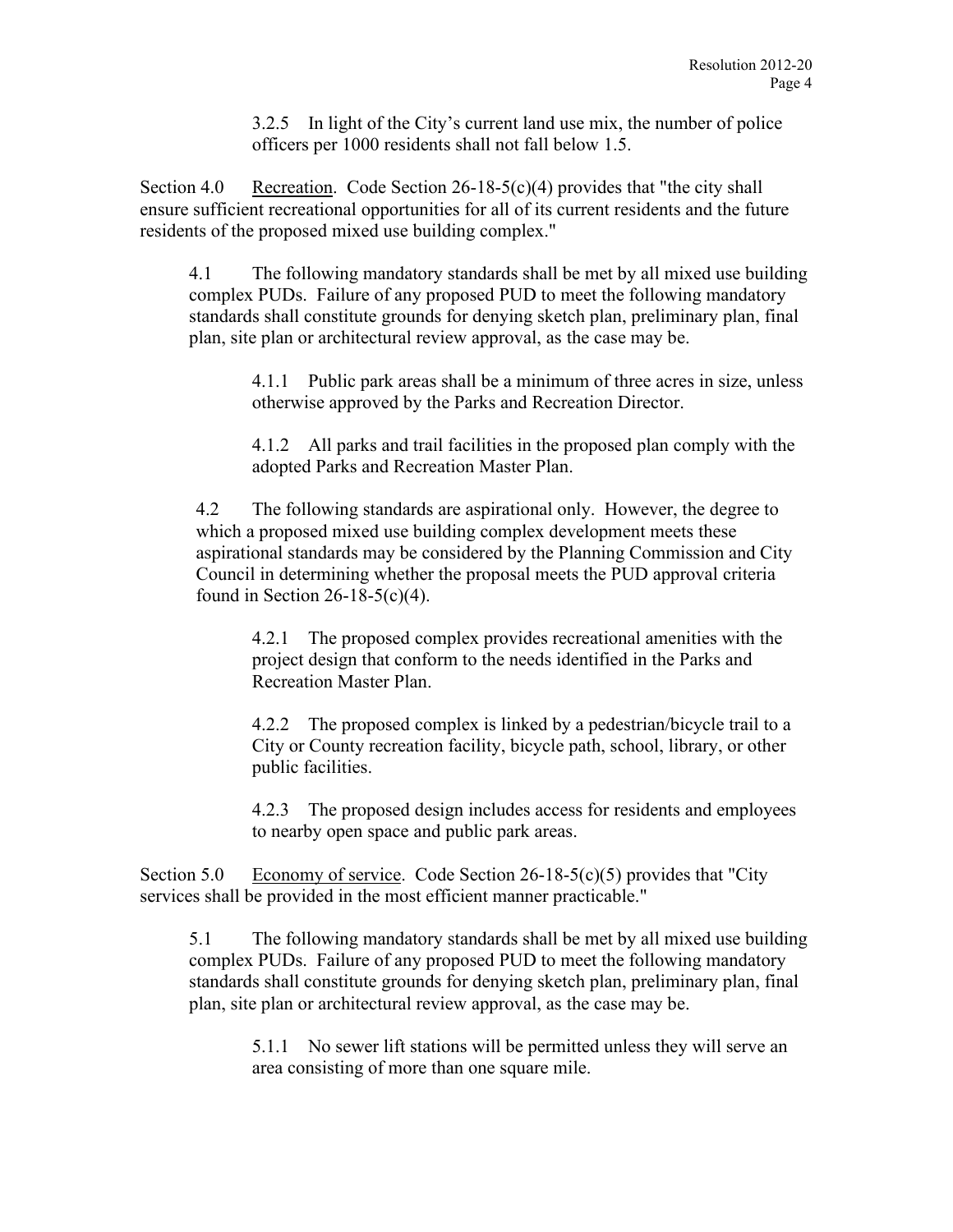3.2.5 In light of the City's current land use mix, the number of police officers per 1000 residents shall not fall below 1.5.

Section 4.0 Recreation. Code Section 26-18-5(c)(4) provides that "the city shall ensure sufficient recreational opportunities for all of its current residents and the future residents of the proposed mixed use building complex."

4.1 The following mandatory standards shall be met by all mixed use building complex PUDs. Failure of any proposed PUD to meet the following mandatory standards shall constitute grounds for denying sketch plan, preliminary plan, final plan, site plan or architectural review approval, as the case may be.

4.1.1 Public park areas shall be a minimum of three acres in size, unless otherwise approved by the Parks and Recreation Director.

4.1.2 All parks and trail facilities in the proposed plan comply with the adopted Parks and Recreation Master Plan.

4.2 The following standards are aspirational only. However, the degree to which a proposed mixed use building complex development meets these aspirational standards may be considered by the Planning Commission and City Council in determining whether the proposal meets the PUD approval criteria found in Section 26-18-5(c)(4).

4.2.1 The proposed complex provides recreational amenities with the project design that conform to the needs identified in the Parks and Recreation Master Plan.

4.2.2 The proposed complex is linked by a pedestrian/bicycle trail to a City or County recreation facility, bicycle path, school, library, or other public facilities.

4.2.3 The proposed design includes access for residents and employees to nearby open space and public park areas.

Section 5.0 Economy of service. Code Section 26-18-5(c)(5) provides that "City services shall be provided in the most efficient manner practicable."

5.1 The following mandatory standards shall be met by all mixed use building complex PUDs. Failure of any proposed PUD to meet the following mandatory standards shall constitute grounds for denying sketch plan, preliminary plan, final plan, site plan or architectural review approval, as the case may be.

5.1.1 No sewer lift stations will be permitted unless they will serve an area consisting of more than one square mile.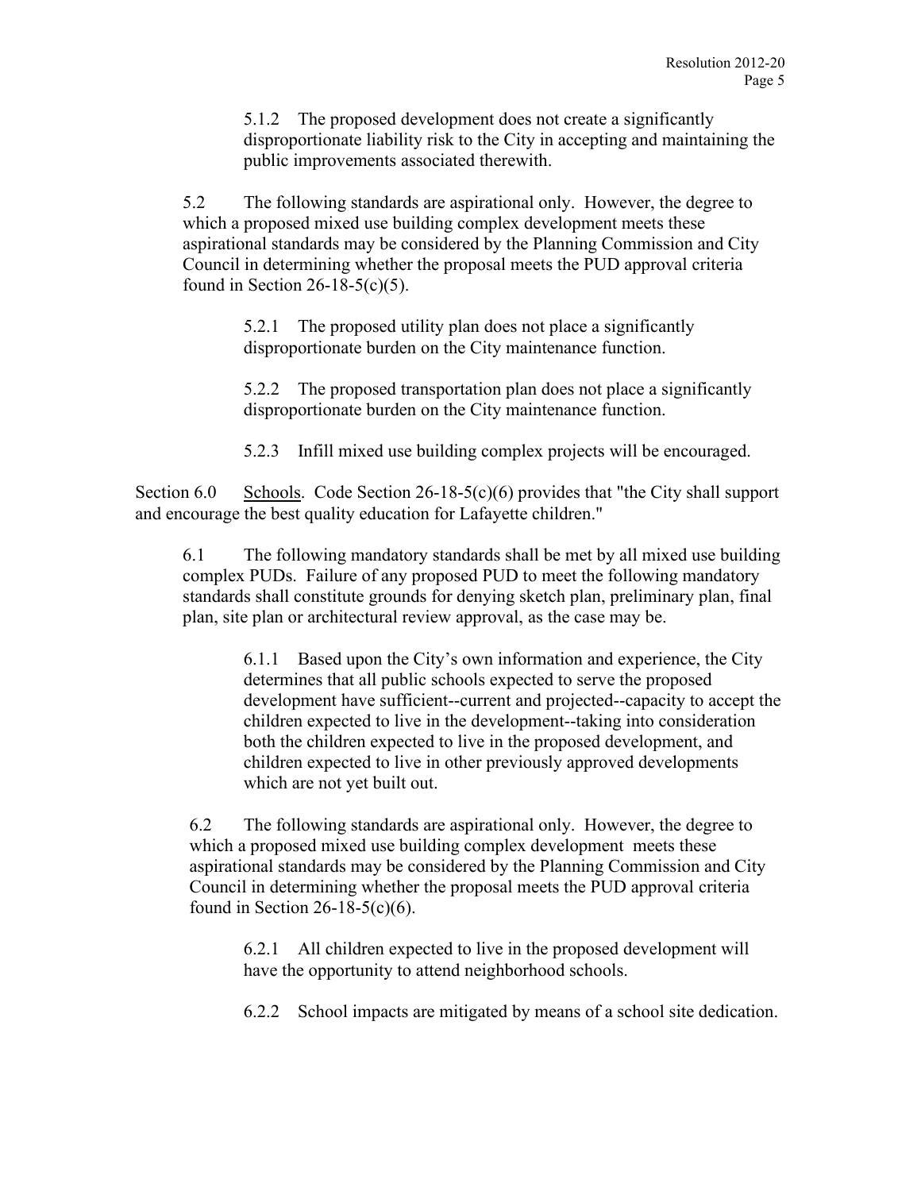5.1.2 The proposed development does not create a significantly disproportionate liability risk to the City in accepting and maintaining the public improvements associated therewith.

5.2 The following standards are aspirational only. However, the degree to which a proposed mixed use building complex development meets these aspirational standards may be considered by the Planning Commission and City Council in determining whether the proposal meets the PUD approval criteria found in Section 26-18-5(c)(5).

5.2.1 The proposed utility plan does not place a significantly disproportionate burden on the City maintenance function.

5.2.2 The proposed transportation plan does not place a significantly disproportionate burden on the City maintenance function.

5.2.3 Infill mixed use building complex projects will be encouraged.

Section 6.0 Schools. Code Section 26-18-5(c)(6) provides that "the City shall support and encourage the best quality education for Lafayette children."

6.1 The following mandatory standards shall be met by all mixed use building complex PUDs. Failure of any proposed PUD to meet the following mandatory standards shall constitute grounds for denying sketch plan, preliminary plan, final plan, site plan or architectural review approval, as the case may be.

6.1.1 Based upon the City's own information and experience, the City determines that all public schools expected to serve the proposed development have sufficient--current and projected--capacity to accept the children expected to live in the development--taking into consideration both the children expected to live in the proposed development, and children expected to live in other previously approved developments which are not yet built out.

6.2 The following standards are aspirational only. However, the degree to which a proposed mixed use building complex development meets these aspirational standards may be considered by the Planning Commission and City Council in determining whether the proposal meets the PUD approval criteria found in Section 26-18-5(c)(6).

6.2.1 All children expected to live in the proposed development will have the opportunity to attend neighborhood schools.

6.2.2 School impacts are mitigated by means of a school site dedication.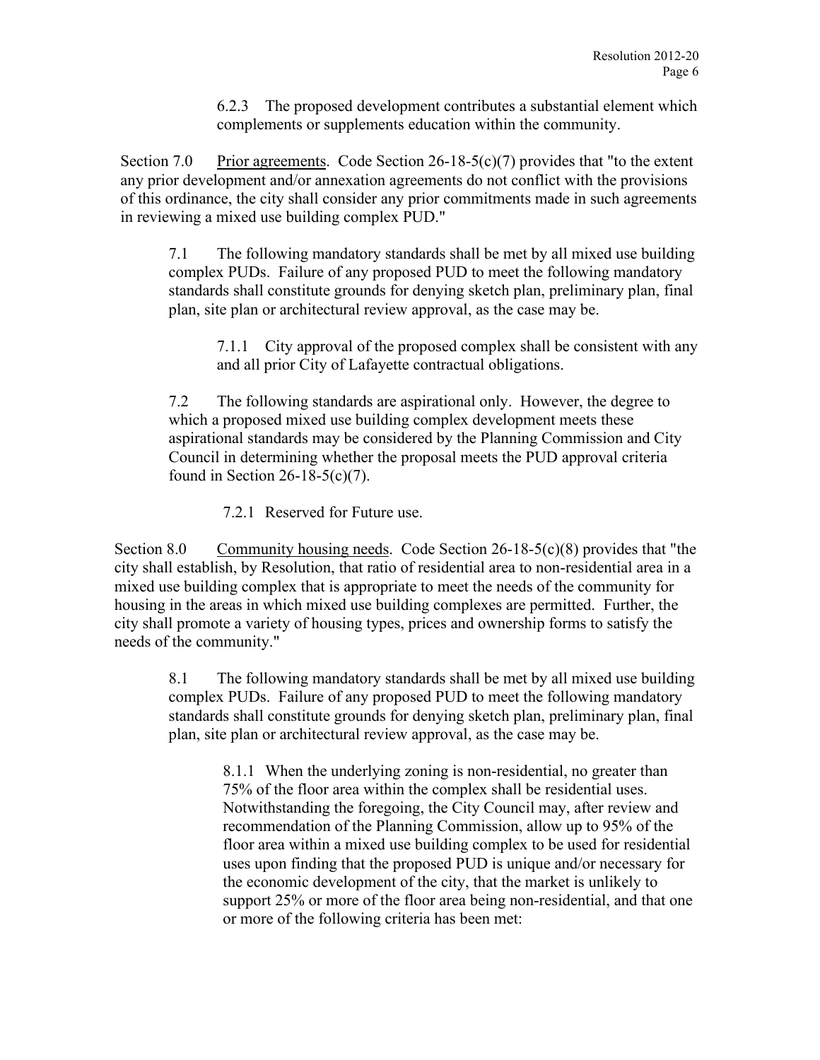6.2.3 The proposed development contributes a substantial element which complements or supplements education within the community.

Section 7.0 Prior agreements. Code Section 26-18-5(c)(7) provides that "to the extent any prior development and/or annexation agreements do not conflict with the provisions of this ordinance, the city shall consider any prior commitments made in such agreements in reviewing a mixed use building complex PUD."

7.1 The following mandatory standards shall be met by all mixed use building complex PUDs. Failure of any proposed PUD to meet the following mandatory standards shall constitute grounds for denying sketch plan, preliminary plan, final plan, site plan or architectural review approval, as the case may be.

7.1.1 City approval of the proposed complex shall be consistent with any and all prior City of Lafayette contractual obligations.

7.2 The following standards are aspirational only. However, the degree to which a proposed mixed use building complex development meets these aspirational standards may be considered by the Planning Commission and City Council in determining whether the proposal meets the PUD approval criteria found in Section 26-18-5(c)(7).

7.2.1 Reserved for Future use.

Section 8.0 Community housing needs. Code Section 26-18-5(c)(8) provides that "the city shall establish, by Resolution, that ratio of residential area to non-residential area in a mixed use building complex that is appropriate to meet the needs of the community for housing in the areas in which mixed use building complexes are permitted. Further, the city shall promote a variety of housing types, prices and ownership forms to satisfy the needs of the community."

8.1 The following mandatory standards shall be met by all mixed use building complex PUDs. Failure of any proposed PUD to meet the following mandatory standards shall constitute grounds for denying sketch plan, preliminary plan, final plan, site plan or architectural review approval, as the case may be.

8.1.1 When the underlying zoning is non-residential, no greater than 75% of the floor area within the complex shall be residential uses. Notwithstanding the foregoing, the City Council may, after review and recommendation of the Planning Commission, allow up to 95% of the floor area within a mixed use building complex to be used for residential uses upon finding that the proposed PUD is unique and/or necessary for the economic development of the city, that the market is unlikely to support 25% or more of the floor area being non-residential, and that one or more of the following criteria has been met: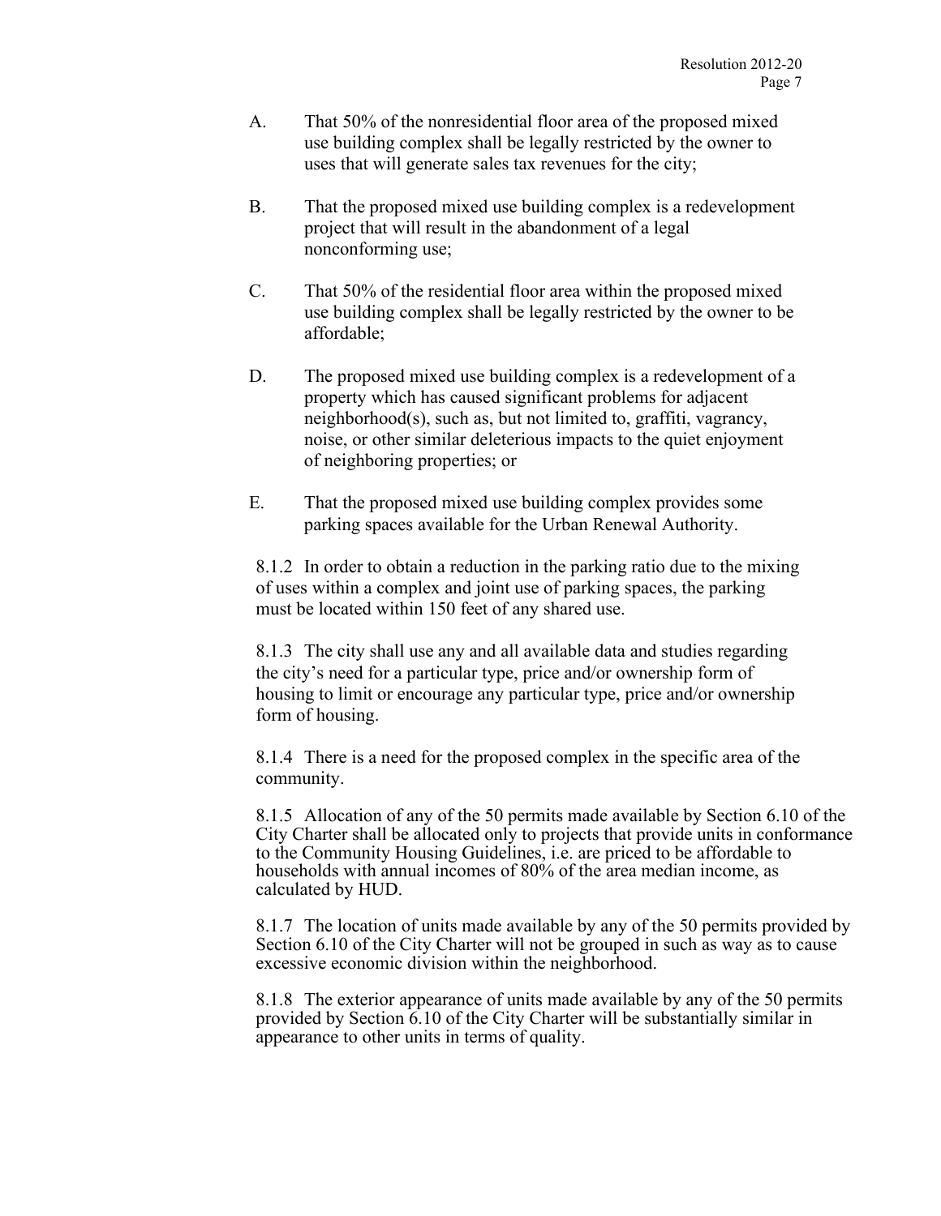A. That 50% of the nonresidential floor area of the proposed mixed use building complex shall be legally restricted by the owner to uses that will generate sales tax revenues for the city;

B. That the proposed mixed use building complex is a redevelopment project that will result in the abandonment of a legal nonconforming use;

C. That 50% of the residential floor area within the proposed mixed use building complex shall be legally restricted by the owner to be affordable;

D. The proposed mixed use building complex is a redevelopment of a property which has caused significant problems for adjacent neighborhood(s), such as, but not limited to, graffiti, vagrancy, noise, or other similar deleterious impacts to the quiet enjoyment of neighboring properties; or

E. That the proposed mixed use building complex provides some parking spaces available for the Urban Renewal Authority.

8.1.2 In order to obtain a reduction in the parking ratio due to the mixing of uses within a complex and joint use of parking spaces, the parking must be located within 150 feet of any shared use.

8.1.3 The city shall use any and all available data and studies regarding the city's need for a particular type, price and/or ownership form of housing to limit or encourage any particular type, price and/or ownership form of housing.

8.1.4 There is a need for the proposed complex in the specific area of the community.

8.1.5 Allocation of any of the 50 permits made available by Section 6.10 of the City Charter shall be allocated only to projects that provide units in conformance to the Community Housing Guidelines, i.e. are priced to be affordable to households with annual incomes of 80% of the area median income, as calculated by HUD.

8.1.7 The location of units made available by any of the 50 permits provided by Section 6.10 of the City Charter will not be grouped in such as way as to cause excessive economic division within the neighborhood.

8.1.8 The exterior appearance of units made available by any of the 50 permits provided by Section 6.10 of the City Charter will be substantially similar in appearance to other units in terms of quality.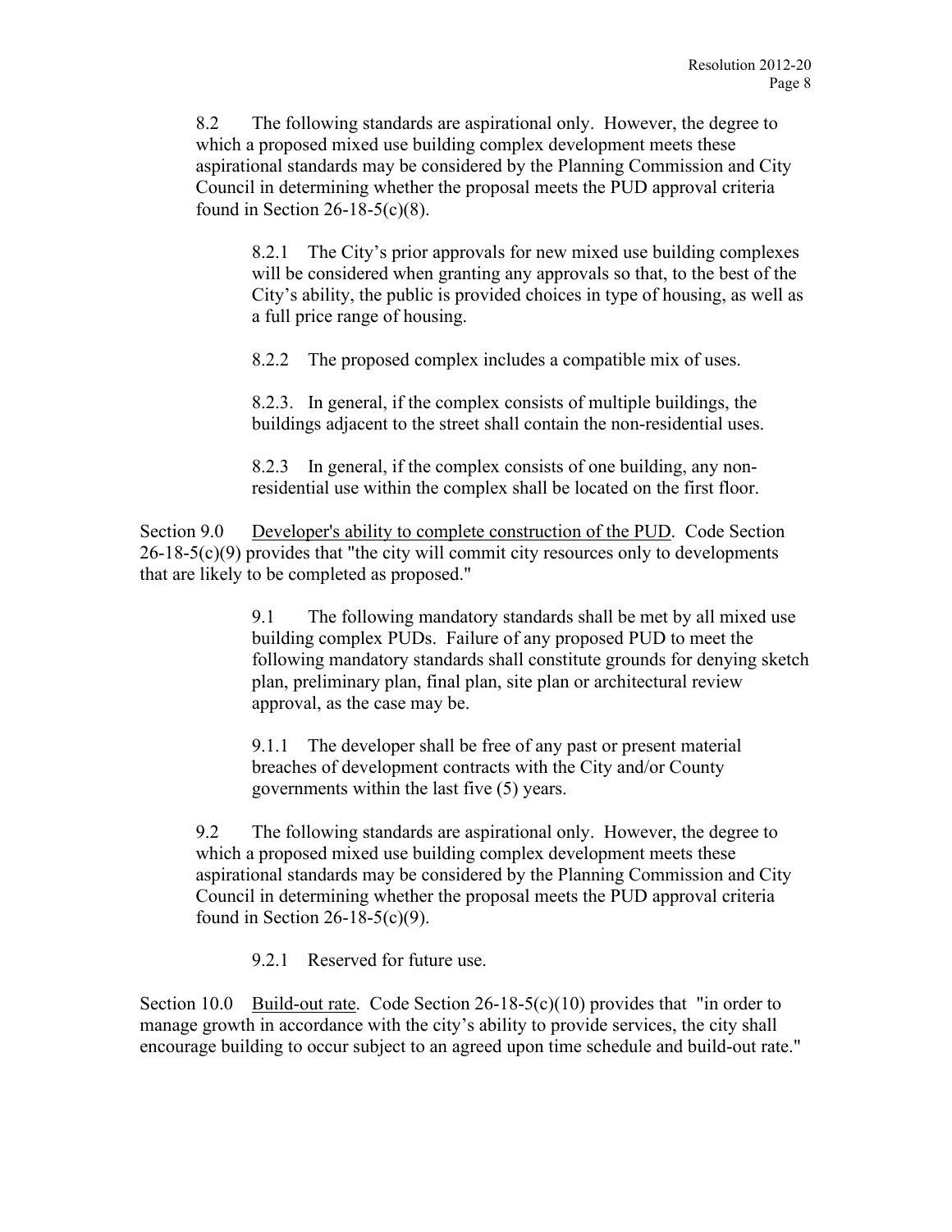8.2 The following standards are aspirational only. However, the degree to which a proposed mixed use building complex development meets these aspirational standards may be considered by the Planning Commission and City Council in determining whether the proposal meets the PUD approval criteria found in Section 26-18-5(c)(8).

> 8.2.1 The City's prior approvals for new mixed use building complexes will be considered when granting any approvals so that, to the best of the City's ability, the public is provided choices in type of housing, as well as a full price range of housing.
>
> 8.2.2 The proposed complex includes a compatible mix of uses.
>
> 8.2.3. In general, if the complex consists of multiple buildings, the buildings adjacent to the street shall contain the non-residential uses.
>
> 8.2.3 In general, if the complex consists of one building, any non-residential use within the complex shall be located on the first floor.

Section 9.0 Developer's ability to complete construction of the PUD. Code Section 26-18-5(c)(9) provides that "the city will commit city resources only to developments that are likely to be completed as proposed."

> 9.1 The following mandatory standards shall be met by all mixed use building complex PUDs. Failure of any proposed PUD to meet the following mandatory standards shall constitute grounds for denying sketch plan, preliminary plan, final plan, site plan or architectural review approval, as the case may be.
>
> 9.1.1 The developer shall be free of any past or present material breaches of development contracts with the City and/or County governments within the last five (5) years.

9.2 The following standards are aspirational only. However, the degree to which a proposed mixed use building complex development meets these aspirational standards may be considered by the Planning Commission and City Council in determining whether the proposal meets the PUD approval criteria found in Section 26-18-5(c)(9).

> 9.2.1 Reserved for future use.

Section 10.0 Build-out rate. Code Section 26-18-5(c)(10) provides that "in order to manage growth in accordance with the city's ability to provide services, the city shall encourage building to occur subject to an agreed upon time schedule and build-out rate."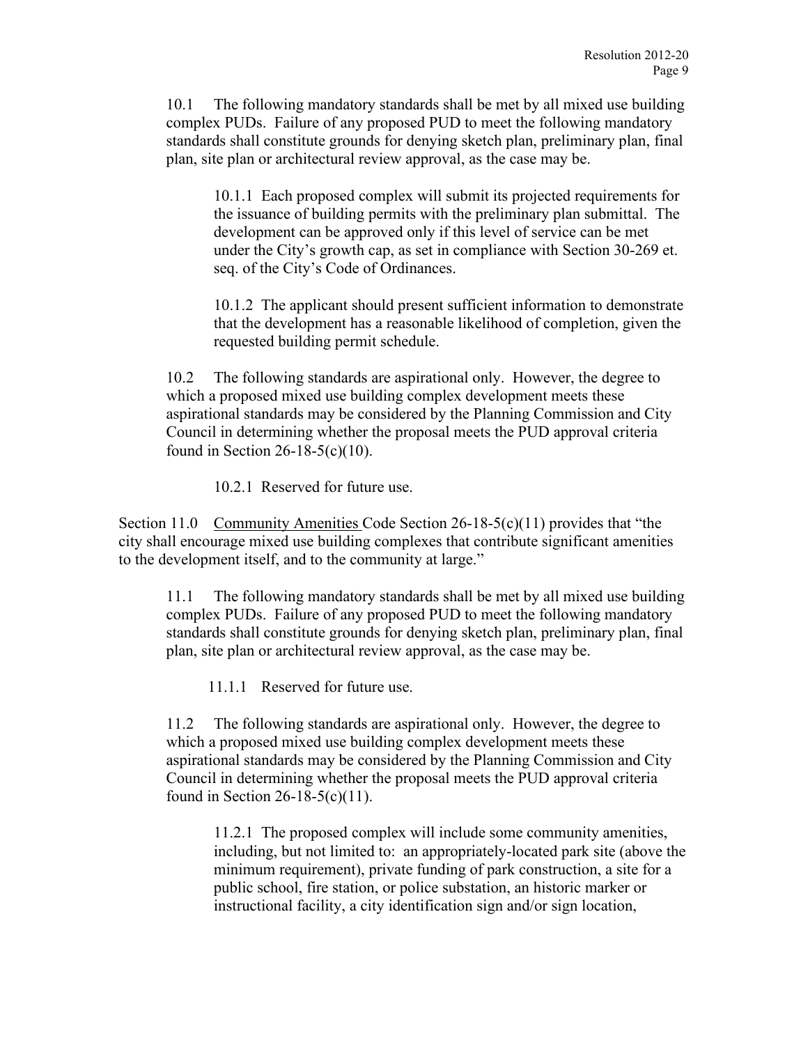10.1 The following mandatory standards shall be met by all mixed use building complex PUDs. Failure of any proposed PUD to meet the following mandatory standards shall constitute grounds for denying sketch plan, preliminary plan, final plan, site plan or architectural review approval, as the case may be.

10.1.1 Each proposed complex will submit its projected requirements for the issuance of building permits with the preliminary plan submittal. The development can be approved only if this level of service can be met under the City's growth cap, as set in compliance with Section 30-269 et. seq. of the City's Code of Ordinances.

10.1.2 The applicant should present sufficient information to demonstrate that the development has a reasonable likelihood of completion, given the requested building permit schedule.

10.2 The following standards are aspirational only. However, the degree to which a proposed mixed use building complex development meets these aspirational standards may be considered by the Planning Commission and City Council in determining whether the proposal meets the PUD approval criteria found in Section 26-18-5(c)(10).

10.2.1 Reserved for future use.

Section 11.0 Community Amenities Code Section 26-18-5(c)(11) provides that "the city shall encourage mixed use building complexes that contribute significant amenities to the development itself, and to the community at large."

11.1 The following mandatory standards shall be met by all mixed use building complex PUDs. Failure of any proposed PUD to meet the following mandatory standards shall constitute grounds for denying sketch plan, preliminary plan, final plan, site plan or architectural review approval, as the case may be.

11.1.1 Reserved for future use.

11.2 The following standards are aspirational only. However, the degree to which a proposed mixed use building complex development meets these aspirational standards may be considered by the Planning Commission and City Council in determining whether the proposal meets the PUD approval criteria found in Section 26-18-5(c)(11).

11.2.1 The proposed complex will include some community amenities, including, but not limited to: an appropriately-located park site (above the minimum requirement), private funding of park construction, a site for a public school, fire station, or police substation, an historic marker or instructional facility, a city identification sign and/or sign location,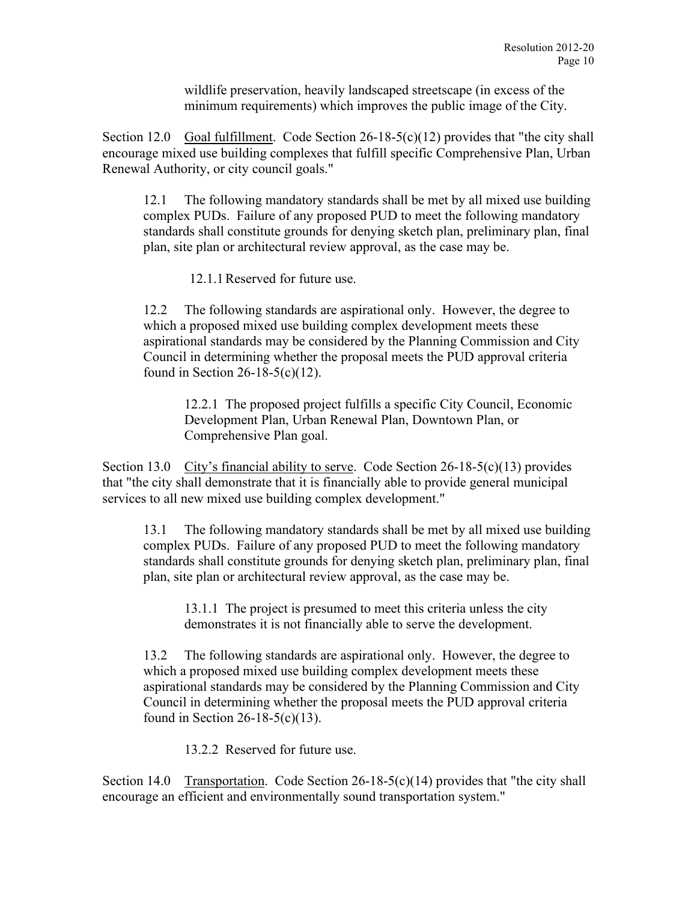wildlife preservation, heavily landscaped streetscape (in excess of the minimum requirements) which improves the public image of the City.

Section 12.0 Goal fulfillment. Code Section 26-18-5(c)(12) provides that "the city shall encourage mixed use building complexes that fulfill specific Comprehensive Plan, Urban Renewal Authority, or city council goals."

12.1 The following mandatory standards shall be met by all mixed use building complex PUDs. Failure of any proposed PUD to meet the following mandatory standards shall constitute grounds for denying sketch plan, preliminary plan, final plan, site plan or architectural review approval, as the case may be.

12.1.1 Reserved for future use.

12.2 The following standards are aspirational only. However, the degree to which a proposed mixed use building complex development meets these aspirational standards may be considered by the Planning Commission and City Council in determining whether the proposal meets the PUD approval criteria found in Section 26-18-5(c)(12).

12.2.1 The proposed project fulfills a specific City Council, Economic Development Plan, Urban Renewal Plan, Downtown Plan, or Comprehensive Plan goal.

Section 13.0 City's financial ability to serve. Code Section 26-18-5(c)(13) provides that "the city shall demonstrate that it is financially able to provide general municipal services to all new mixed use building complex development."

13.1 The following mandatory standards shall be met by all mixed use building complex PUDs. Failure of any proposed PUD to meet the following mandatory standards shall constitute grounds for denying sketch plan, preliminary plan, final plan, site plan or architectural review approval, as the case may be.

13.1.1 The project is presumed to meet this criteria unless the city demonstrates it is not financially able to serve the development.

13.2 The following standards are aspirational only. However, the degree to which a proposed mixed use building complex development meets these aspirational standards may be considered by the Planning Commission and City Council in determining whether the proposal meets the PUD approval criteria found in Section 26-18-5(c)(13).

13.2.2 Reserved for future use.

Section 14.0 Transportation. Code Section 26-18-5(c)(14) provides that "the city shall encourage an efficient and environmentally sound transportation system."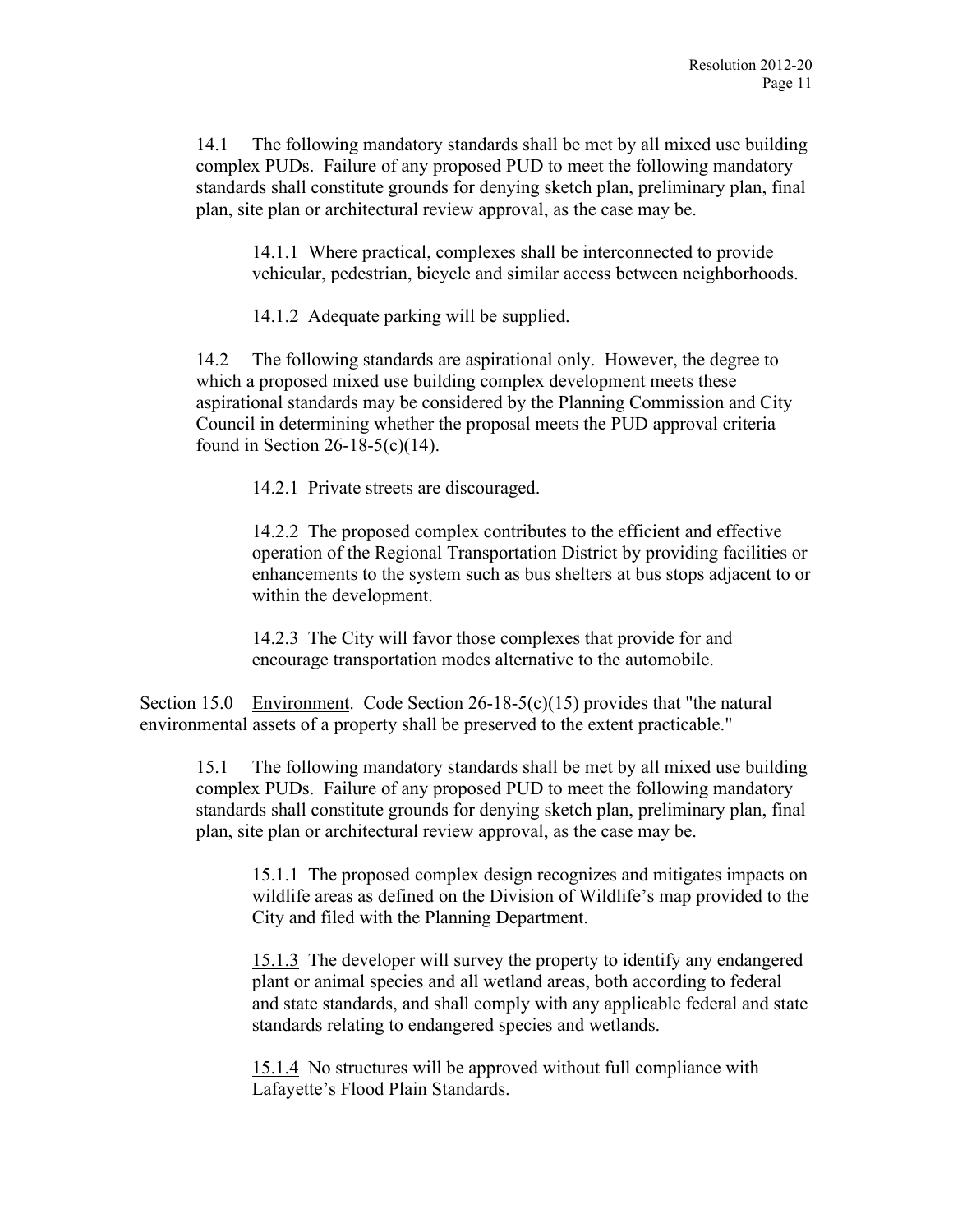14.1 The following mandatory standards shall be met by all mixed use building complex PUDs. Failure of any proposed PUD to meet the following mandatory standards shall constitute grounds for denying sketch plan, preliminary plan, final plan, site plan or architectural review approval, as the case may be.

14.1.1 Where practical, complexes shall be interconnected to provide vehicular, pedestrian, bicycle and similar access between neighborhoods.

14.1.2 Adequate parking will be supplied.

14.2 The following standards are aspirational only. However, the degree to which a proposed mixed use building complex development meets these aspirational standards may be considered by the Planning Commission and City Council in determining whether the proposal meets the PUD approval criteria found in Section 26-18-5(c)(14).

14.2.1 Private streets are discouraged.

14.2.2 The proposed complex contributes to the efficient and effective operation of the Regional Transportation District by providing facilities or enhancements to the system such as bus shelters at bus stops adjacent to or within the development.

14.2.3 The City will favor those complexes that provide for and encourage transportation modes alternative to the automobile.

Section 15.0 Environment. Code Section 26-18-5(c)(15) provides that "the natural environmental assets of a property shall be preserved to the extent practicable."

15.1 The following mandatory standards shall be met by all mixed use building complex PUDs. Failure of any proposed PUD to meet the following mandatory standards shall constitute grounds for denying sketch plan, preliminary plan, final plan, site plan or architectural review approval, as the case may be.

15.1.1 The proposed complex design recognizes and mitigates impacts on wildlife areas as defined on the Division of Wildlife's map provided to the City and filed with the Planning Department.

15.1.3 The developer will survey the property to identify any endangered plant or animal species and all wetland areas, both according to federal and state standards, and shall comply with any applicable federal and state standards relating to endangered species and wetlands.

15.1.4 No structures will be approved without full compliance with Lafayette's Flood Plain Standards.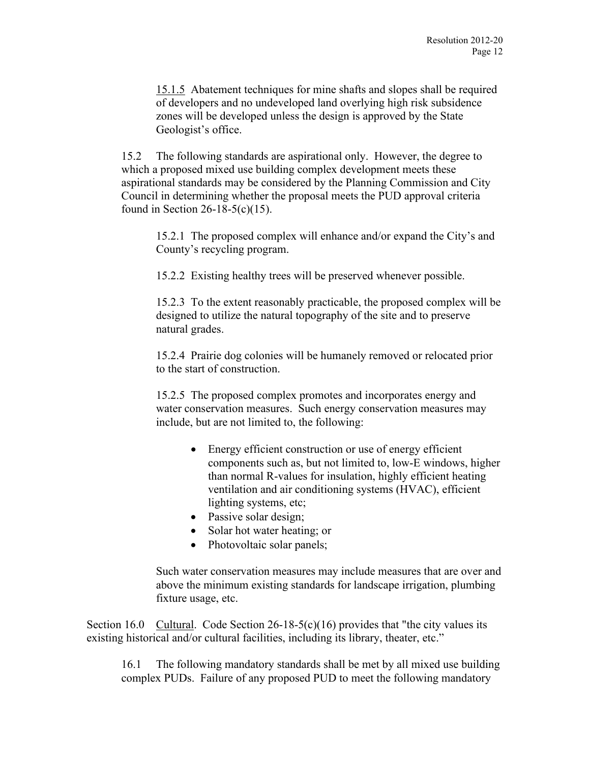15.1.5 Abatement techniques for mine shafts and slopes shall be required of developers and no undeveloped land overlying high risk subsidence zones will be developed unless the design is approved by the State Geologist's office.

15.2 The following standards are aspirational only. However, the degree to which a proposed mixed use building complex development meets these aspirational standards may be considered by the Planning Commission and City Council in determining whether the proposal meets the PUD approval criteria found in Section 26-18-5(c)(15).

15.2.1 The proposed complex will enhance and/or expand the City's and County's recycling program.

15.2.2 Existing healthy trees will be preserved whenever possible.

15.2.3 To the extent reasonably practicable, the proposed complex will be designed to utilize the natural topography of the site and to preserve natural grades.

15.2.4 Prairie dog colonies will be humanely removed or relocated prior to the start of construction.

15.2.5 The proposed complex promotes and incorporates energy and water conservation measures. Such energy conservation measures may include, but are not limited to, the following:

- Energy efficient construction or use of energy efficient components such as, but not limited to, low-E windows, higher than normal R-values for insulation, highly efficient heating ventilation and air conditioning systems (HVAC), efficient lighting systems, etc;
- Passive solar design;
- Solar hot water heating; or
- Photovoltaic solar panels;

Such water conservation measures may include measures that are over and above the minimum existing standards for landscape irrigation, plumbing fixture usage, etc.

Section 16.0 Cultural. Code Section 26-18-5(c)(16) provides that "the city values its existing historical and/or cultural facilities, including its library, theater, etc."

16.1 The following mandatory standards shall be met by all mixed use building complex PUDs. Failure of any proposed PUD to meet the following mandatory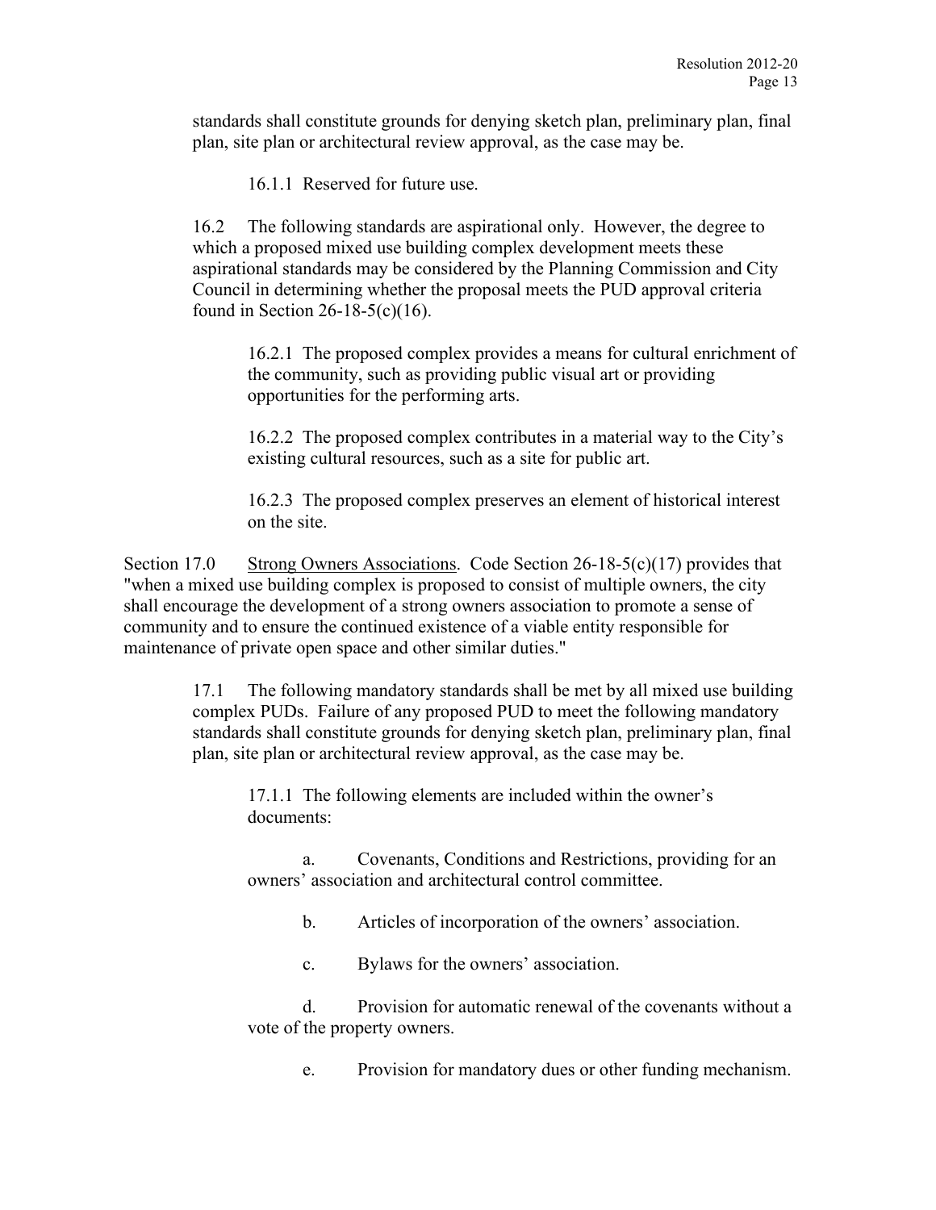standards shall constitute grounds for denying sketch plan, preliminary plan, final plan, site plan or architectural review approval, as the case may be.

16.1.1 Reserved for future use.

16.2 The following standards are aspirational only. However, the degree to which a proposed mixed use building complex development meets these aspirational standards may be considered by the Planning Commission and City Council in determining whether the proposal meets the PUD approval criteria found in Section 26-18-5(c)(16).

16.2.1 The proposed complex provides a means for cultural enrichment of the community, such as providing public visual art or providing opportunities for the performing arts.

16.2.2 The proposed complex contributes in a material way to the City's existing cultural resources, such as a site for public art.

16.2.3 The proposed complex preserves an element of historical interest on the site.

Section 17.0 Strong Owners Associations. Code Section 26-18-5(c)(17) provides that "when a mixed use building complex is proposed to consist of multiple owners, the city shall encourage the development of a strong owners association to promote a sense of community and to ensure the continued existence of a viable entity responsible for maintenance of private open space and other similar duties."

17.1 The following mandatory standards shall be met by all mixed use building complex PUDs. Failure of any proposed PUD to meet the following mandatory standards shall constitute grounds for denying sketch plan, preliminary plan, final plan, site plan or architectural review approval, as the case may be.

17.1.1 The following elements are included within the owner's documents:

a. Covenants, Conditions and Restrictions, providing for an owners' association and architectural control committee.

b. Articles of incorporation of the owners' association.

c. Bylaws for the owners' association.

d. Provision for automatic renewal of the covenants without a vote of the property owners.

e. Provision for mandatory dues or other funding mechanism.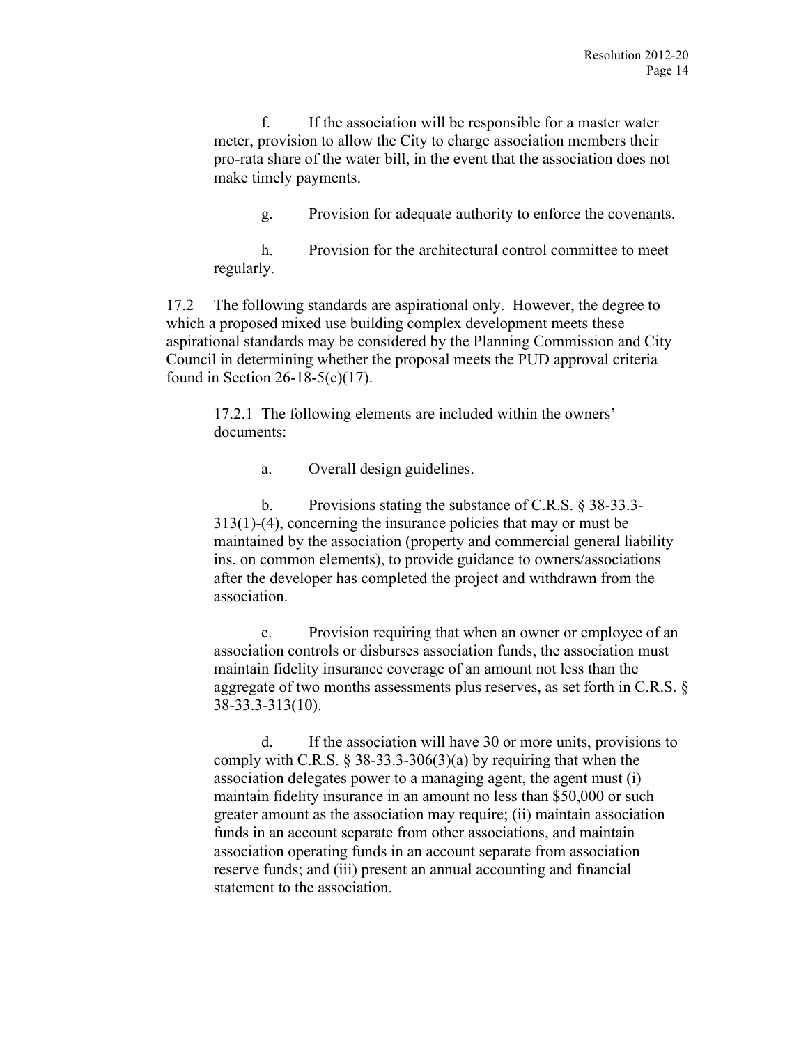f. If the association will be responsible for a master water meter, provision to allow the City to charge association members their pro-rata share of the water bill, in the event that the association does not make timely payments.

g. Provision for adequate authority to enforce the covenants.

h. Provision for the architectural control committee to meet regularly.

17.2 The following standards are aspirational only. However, the degree to which a proposed mixed use building complex development meets these aspirational standards may be considered by the Planning Commission and City Council in determining whether the proposal meets the PUD approval criteria found in Section 26-18-5(c)(17).

17.2.1 The following elements are included within the owners' documents:

a. Overall design guidelines.

b. Provisions stating the substance of C.R.S. § 38-33.3-313(1)-(4), concerning the insurance policies that may or must be maintained by the association (property and commercial general liability ins. on common elements), to provide guidance to owners/associations after the developer has completed the project and withdrawn from the association.

c. Provision requiring that when an owner or employee of an association controls or disburses association funds, the association must maintain fidelity insurance coverage of an amount not less than the aggregate of two months assessments plus reserves, as set forth in C.R.S. § 38-33.3-313(10).

d. If the association will have 30 or more units, provisions to comply with C.R.S. § 38-33.3-306(3)(a) by requiring that when the association delegates power to a managing agent, the agent must (i) maintain fidelity insurance in an amount no less than $50,000 or such greater amount as the association may require; (ii) maintain association funds in an account separate from other associations, and maintain association operating funds in an account separate from association reserve funds; and (iii) present an annual accounting and financial statement to the association.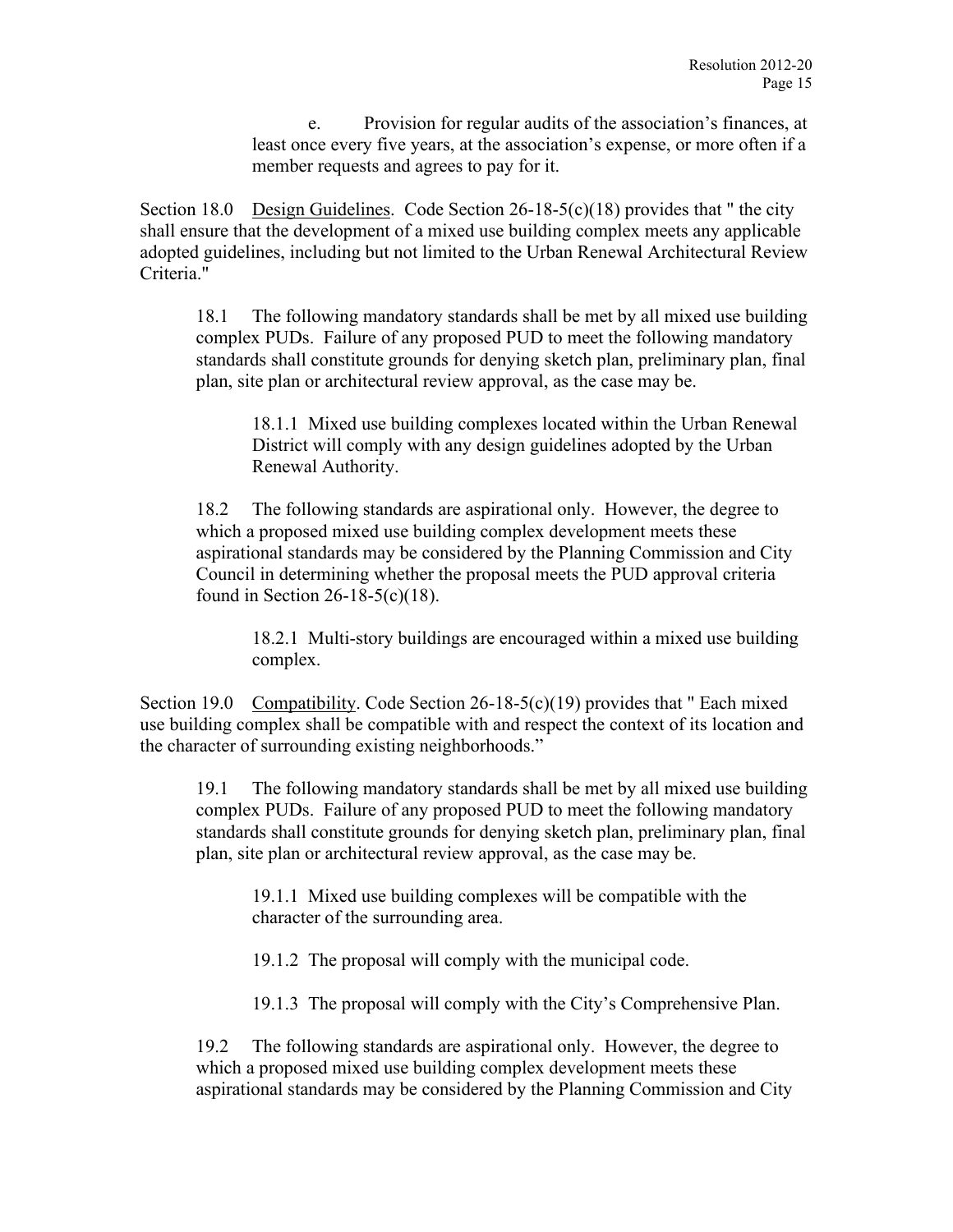e. Provision for regular audits of the association's finances, at least once every five years, at the association's expense, or more often if a member requests and agrees to pay for it.

Section 18.0 Design Guidelines. Code Section 26-18-5(c)(18) provides that " the city shall ensure that the development of a mixed use building complex meets any applicable adopted guidelines, including but not limited to the Urban Renewal Architectural Review Criteria."

18.1 The following mandatory standards shall be met by all mixed use building complex PUDs. Failure of any proposed PUD to meet the following mandatory standards shall constitute grounds for denying sketch plan, preliminary plan, final plan, site plan or architectural review approval, as the case may be.

18.1.1 Mixed use building complexes located within the Urban Renewal District will comply with any design guidelines adopted by the Urban Renewal Authority.

18.2 The following standards are aspirational only. However, the degree to which a proposed mixed use building complex development meets these aspirational standards may be considered by the Planning Commission and City Council in determining whether the proposal meets the PUD approval criteria found in Section 26-18-5(c)(18).

18.2.1 Multi-story buildings are encouraged within a mixed use building complex.

Section 19.0 Compatibility. Code Section 26-18-5(c)(19) provides that " Each mixed use building complex shall be compatible with and respect the context of its location and the character of surrounding existing neighborhoods."

19.1 The following mandatory standards shall be met by all mixed use building complex PUDs. Failure of any proposed PUD to meet the following mandatory standards shall constitute grounds for denying sketch plan, preliminary plan, final plan, site plan or architectural review approval, as the case may be.

19.1.1 Mixed use building complexes will be compatible with the character of the surrounding area.

19.1.2 The proposal will comply with the municipal code.

19.1.3 The proposal will comply with the City's Comprehensive Plan.

19.2 The following standards are aspirational only. However, the degree to which a proposed mixed use building complex development meets these aspirational standards may be considered by the Planning Commission and City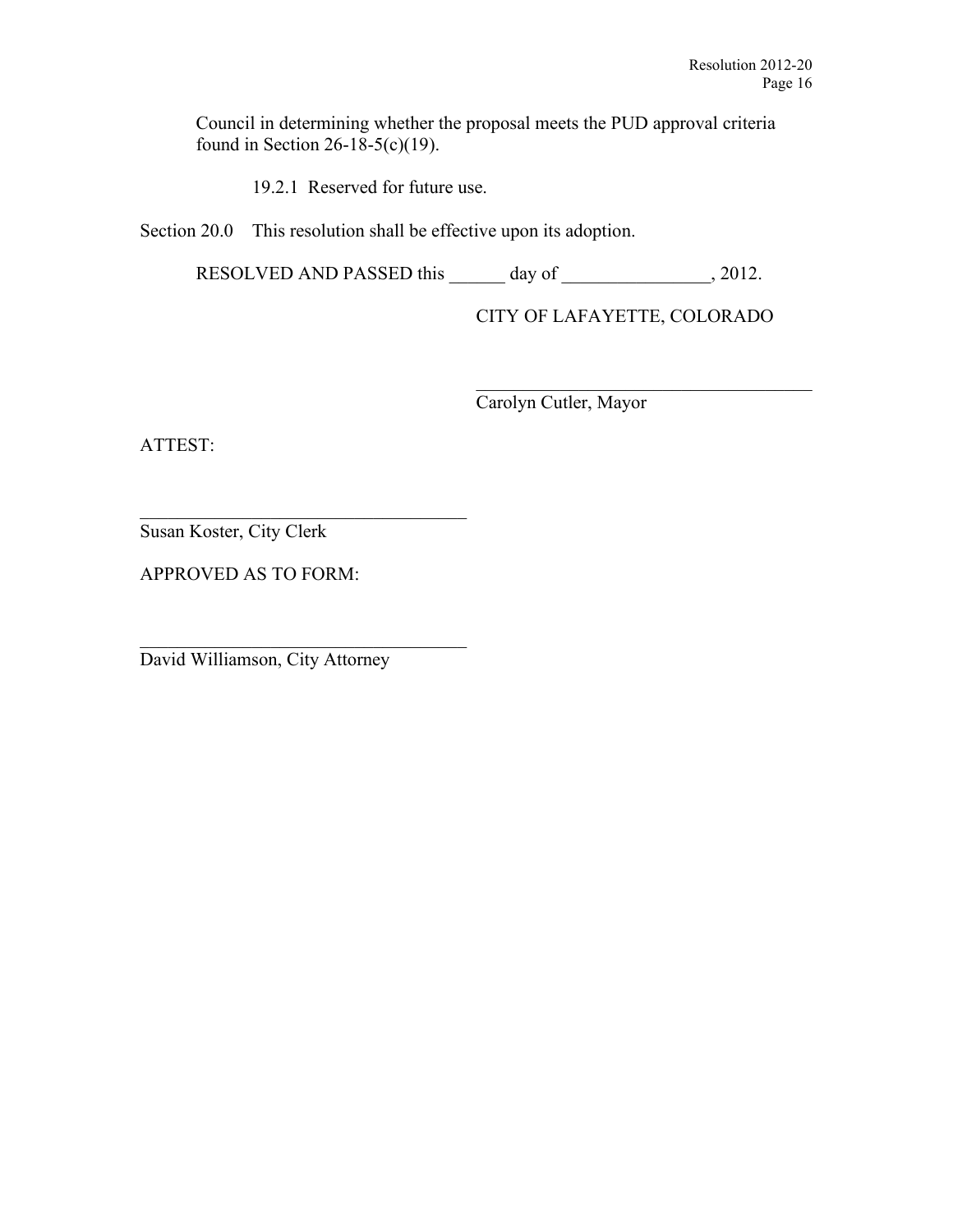Council in determining whether the proposal meets the PUD approval criteria found in Section 26-18-5(c)(19).

19.2.1 Reserved for future use.

Section 20.0 This resolution shall be effective upon its adoption.

RESOLVED AND PASSED this ______ day of ________________, 2012.

CITY OF LAFAYETTE, COLORADO

_____________________________________
Carolyn Cutler, Mayor

ATTEST:

_____________________________________
Susan Koster, City Clerk

APPROVED AS TO FORM:

_____________________________________
David Williamson, City Attorney